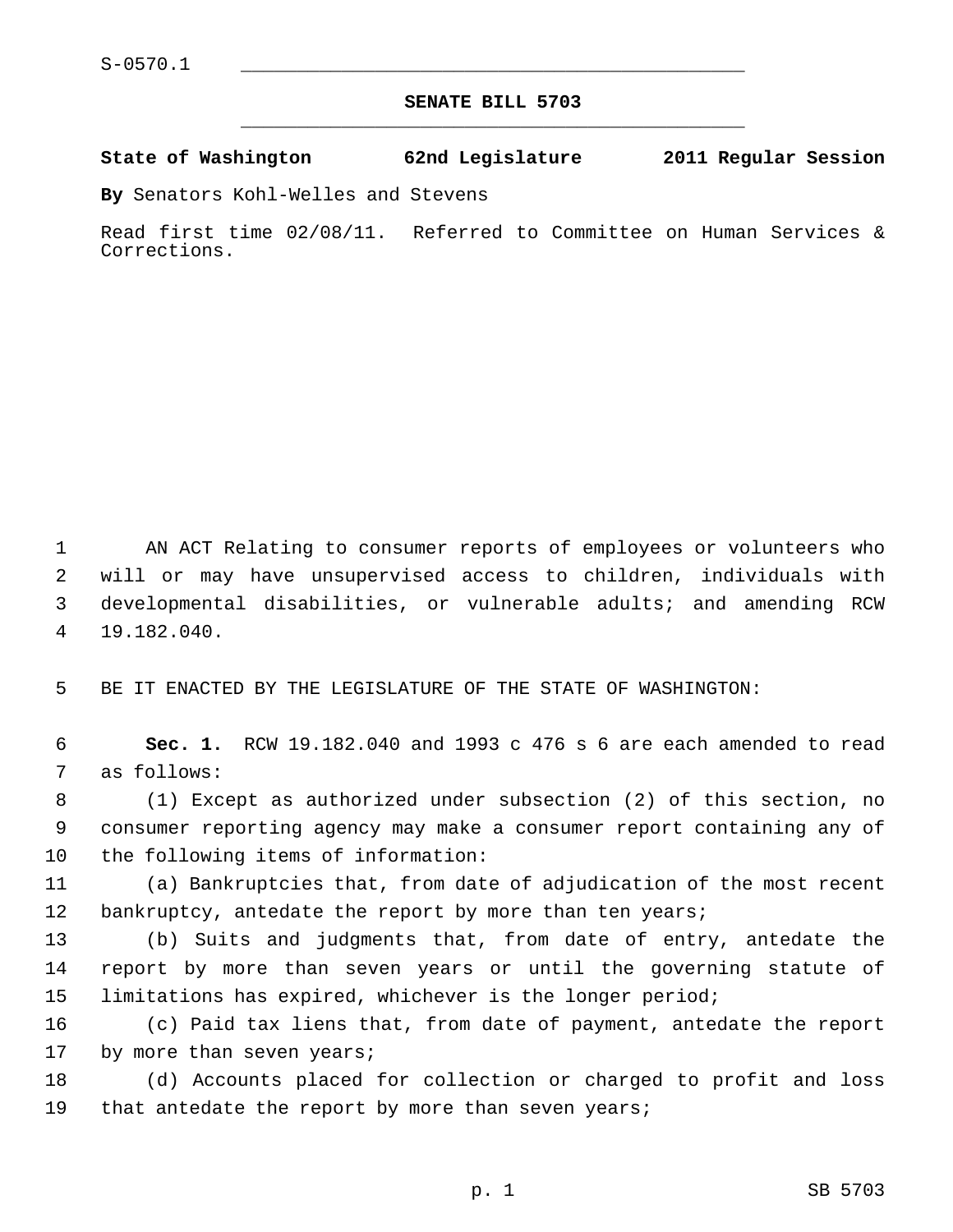S-0570.1

# SENATE BILL 5703

**State of Washington 62nd Legislature 2011 Regular Session**

**By** Senators Kohl-Welles and Stevens

Read first time 02/08/11. Referred to Committee on Human Services & Corrections.

AN ACT Relating to consumer reports of employees or volunteers who will or may have unsupervised access to children, individuals with developmental disabilities, or vulnerable adults; and amending RCW 19.182.040.

BE IT ENACTED BY THE LEGISLATURE OF THE STATE OF WASHINGTON:

**Sec. 1.** RCW 19.182.040 and 1993 c 476 s 6 are each amended to read as follows:

(1) Except as authorized under subsection (2) of this section, no consumer reporting agency may make a consumer report containing any of the following items of information:

(a) Bankruptcies that, from date of adjudication of the most recent bankruptcy, antedate the report by more than ten years;

(b) Suits and judgments that, from date of entry, antedate the report by more than seven years or until the governing statute of limitations has expired, whichever is the longer period;

(c) Paid tax liens that, from date of payment, antedate the report by more than seven years;

(d) Accounts placed for collection or charged to profit and loss that antedate the report by more than seven years;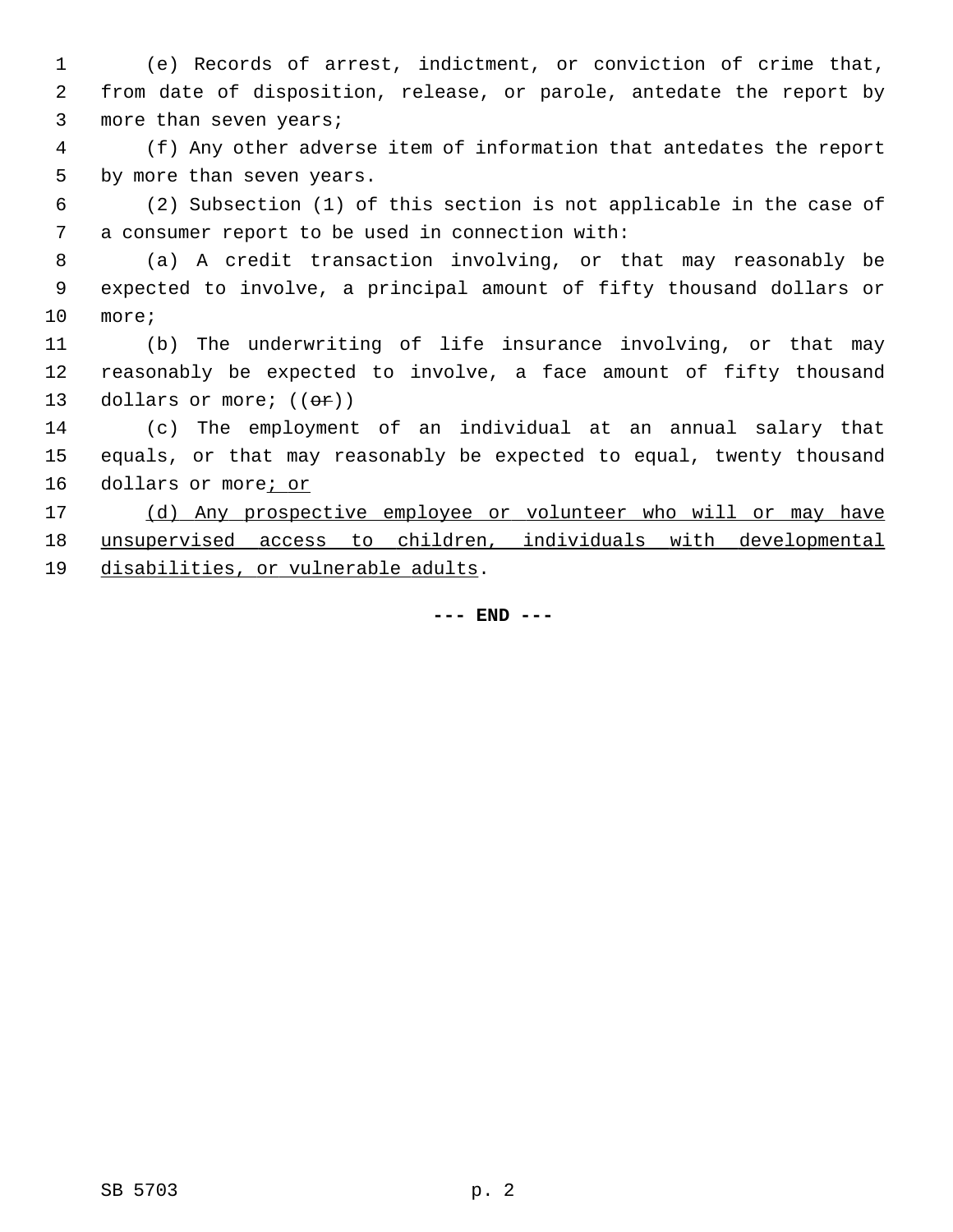(e) Records of arrest, indictment, or conviction of crime that, from date of disposition, release, or parole, antedate the report by more than seven years;

(f) Any other adverse item of information that antedates the report by more than seven years.

(2) Subsection (1) of this section is not applicable in the case of a consumer report to be used in connection with:

(a) A credit transaction involving, or that may reasonably be expected to involve, a principal amount of fifty thousand dollars or more;

(b) The underwriting of life insurance involving, or that may reasonably be expected to involve, a face amount of fifty thousand dollars or more; ((~~or~~))

(c) The employment of an individual at an annual salary that equals, or that may reasonably be expected to equal, twenty thousand dollars or more<u>; or</u>

<u>(d) Any prospective employee or volunteer who will or may have unsupervised access to children, individuals with developmental disabilities, or vulnerable adults</u>.

**--- END ---**